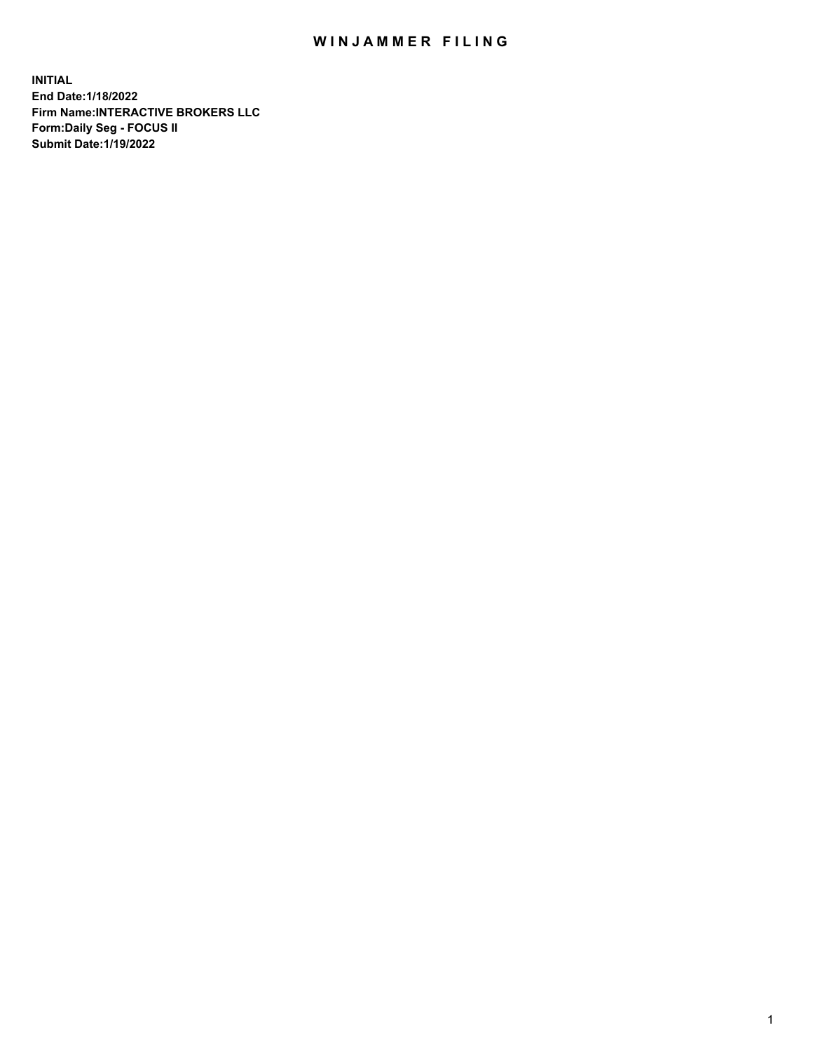# WINJAMMER FILING

**INITIAL**
**End Date:1/18/2022**
**Firm Name:INTERACTIVE BROKERS LLC**
**Form:Daily Seg - FOCUS II**
**Submit Date:1/19/2022**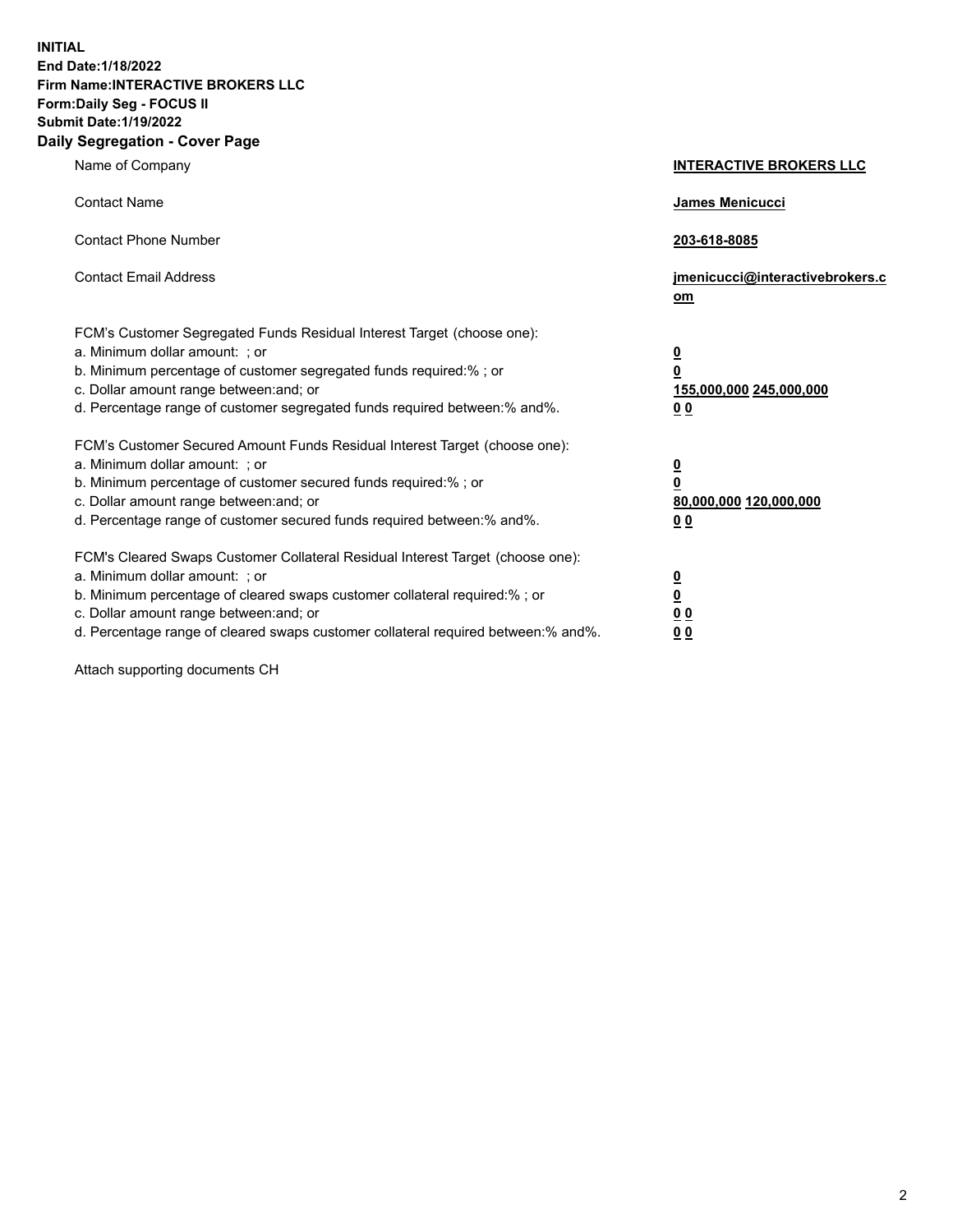**INITIAL**
**End Date:1/18/2022**
**Firm Name:INTERACTIVE BROKERS LLC**
**Form:Daily Seg - FOCUS II**
**Submit Date:1/19/2022**

## Daily Segregation - Cover Page

| | |
|---|---|
| Name of Company | **INTERACTIVE BROKERS LLC** |
| Contact Name | **James Menicucci** |
| Contact Phone Number | **203-618-8085** |
| Contact Email Address | **jmenicucci@interactivebrokers.com** |

FCM's Customer Segregated Funds Residual Interest Target (choose one):

| | |
|---|---|
| a. Minimum dollar amount: ; or | **0** |
| b. Minimum percentage of customer segregated funds required:% ; or | **0** |
| c. Dollar amount range between:and; or | **155,000,000 245,000,000** |
| d. Percentage range of customer segregated funds required between:% and%. | **0 0** |

FCM's Customer Secured Amount Funds Residual Interest Target (choose one):

| | |
|---|---|
| a. Minimum dollar amount: ; or | **0** |
| b. Minimum percentage of customer secured funds required:% ; or | **0** |
| c. Dollar amount range between:and; or | **80,000,000 120,000,000** |
| d. Percentage range of customer secured funds required between:% and%. | **0 0** |

FCM's Cleared Swaps Customer Collateral Residual Interest Target (choose one):

| | |
|---|---|
| a. Minimum dollar amount: ; or | **0** |
| b. Minimum percentage of cleared swaps customer collateral required:% ; or | **0** |
| c. Dollar amount range between:and; or | **0 0** |
| d. Percentage range of cleared swaps customer collateral required between:% and%. | **0 0** |

Attach supporting documents CH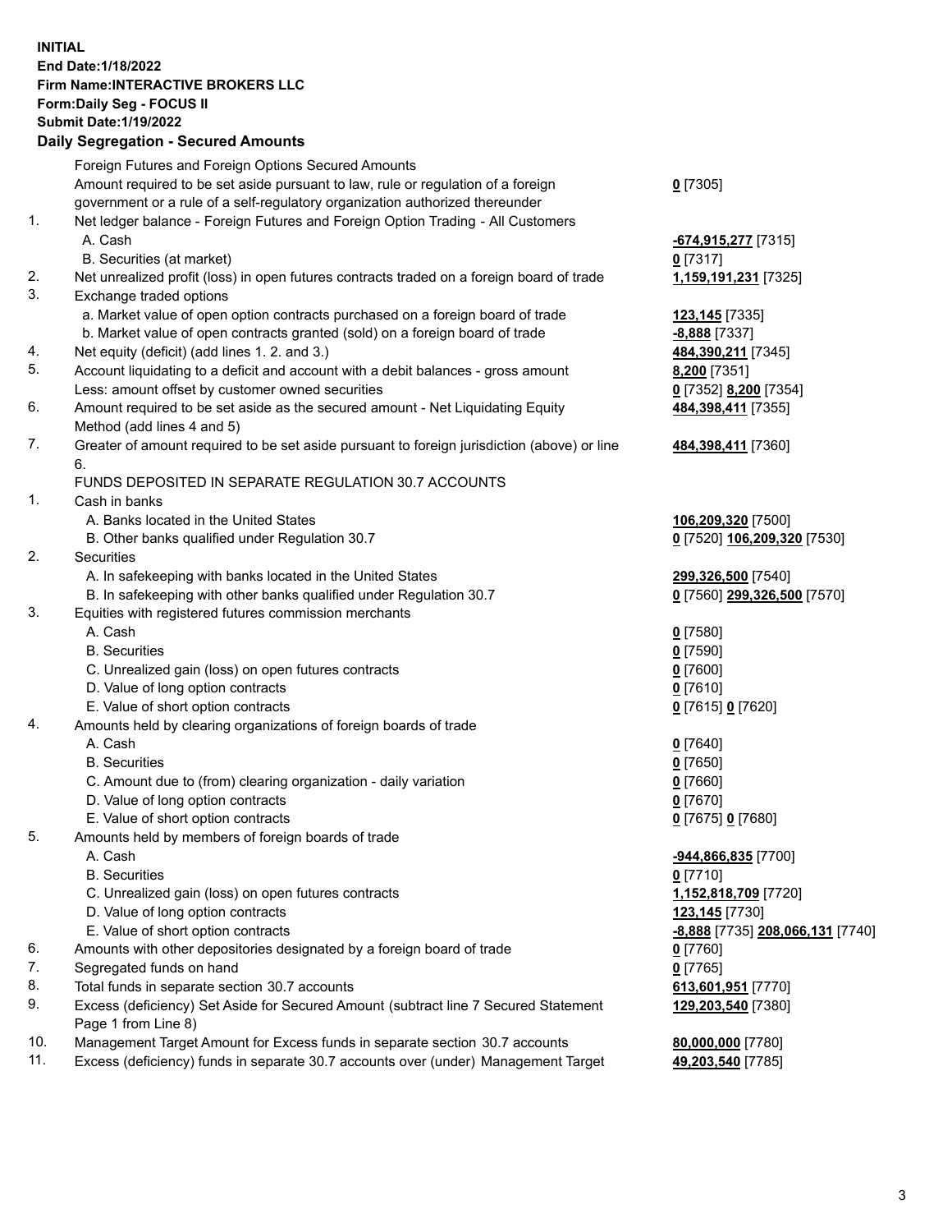**INITIAL**
**End Date:1/18/2022**
**Firm Name:INTERACTIVE BROKERS LLC**
**Form:Daily Seg - FOCUS II**
**Submit Date:1/19/2022**

## Daily Segregation - Secured Amounts

| | | |
|---|---|---|
| | Foreign Futures and Foreign Options Secured Amounts | |
| | Amount required to be set aside pursuant to law, rule or regulation of a foreign government or a rule of a self-regulatory organization authorized thereunder | **0** [7305] |
| 1. | Net ledger balance - Foreign Futures and Foreign Option Trading - All Customers | |
| | A. Cash | **-674,915,277** [7315] |
| | B. Securities (at market) | **0** [7317] |
| 2. | Net unrealized profit (loss) in open futures contracts traded on a foreign board of trade | **1,159,191,231** [7325] |
| 3. | Exchange traded options | |
| | a. Market value of open option contracts purchased on a foreign board of trade | **123,145** [7335] |
| | b. Market value of open contracts granted (sold) on a foreign board of trade | **-8,888** [7337] |
| 4. | Net equity (deficit) (add lines 1. 2. and 3.) | **484,390,211** [7345] |
| 5. | Account liquidating to a deficit and account with a debit balances - gross amount | **8,200** [7351] |
| | Less: amount offset by customer owned securities | **0** [7352] **8,200** [7354] |
| 6. | Amount required to be set aside as the secured amount - Net Liquidating Equity Method (add lines 4 and 5) | **484,398,411** [7355] |
| 7. | Greater of amount required to be set aside pursuant to foreign jurisdiction (above) or line 6. | **484,398,411** [7360] |
| | FUNDS DEPOSITED IN SEPARATE REGULATION 30.7 ACCOUNTS | |
| 1. | Cash in banks | |
| | A. Banks located in the United States | **106,209,320** [7500] |
| | B. Other banks qualified under Regulation 30.7 | **0** [7520] **106,209,320** [7530] |
| 2. | Securities | |
| | A. In safekeeping with banks located in the United States | **299,326,500** [7540] |
| | B. In safekeeping with other banks qualified under Regulation 30.7 | **0** [7560] **299,326,500** [7570] |
| 3. | Equities with registered futures commission merchants | |
| | A. Cash | **0** [7580] |
| | B. Securities | **0** [7590] |
| | C. Unrealized gain (loss) on open futures contracts | **0** [7600] |
| | D. Value of long option contracts | **0** [7610] |
| | E. Value of short option contracts | **0** [7615] **0** [7620] |
| 4. | Amounts held by clearing organizations of foreign boards of trade | |
| | A. Cash | **0** [7640] |
| | B. Securities | **0** [7650] |
| | C. Amount due to (from) clearing organization - daily variation | **0** [7660] |
| | D. Value of long option contracts | **0** [7670] |
| | E. Value of short option contracts | **0** [7675] **0** [7680] |
| 5. | Amounts held by members of foreign boards of trade | |
| | A. Cash | **-944,866,835** [7700] |
| | B. Securities | **0** [7710] |
| | C. Unrealized gain (loss) on open futures contracts | **1,152,818,709** [7720] |
| | D. Value of long option contracts | **123,145** [7730] |
| | E. Value of short option contracts | **-8,888** [7735] **208,066,131** [7740] |
| 6. | Amounts with other depositories designated by a foreign board of trade | **0** [7760] |
| 7. | Segregated funds on hand | **0** [7765] |
| 8. | Total funds in separate section 30.7 accounts | **613,601,951** [7770] |
| 9. | Excess (deficiency) Set Aside for Secured Amount (subtract line 7 Secured Statement Page 1 from Line 8) | **129,203,540** [7380] |
| 10. | Management Target Amount for Excess funds in separate section 30.7 accounts | **80,000,000** [7780] |
| 11. | Excess (deficiency) funds in separate 30.7 accounts over (under) Management Target | **49,203,540** [7785] |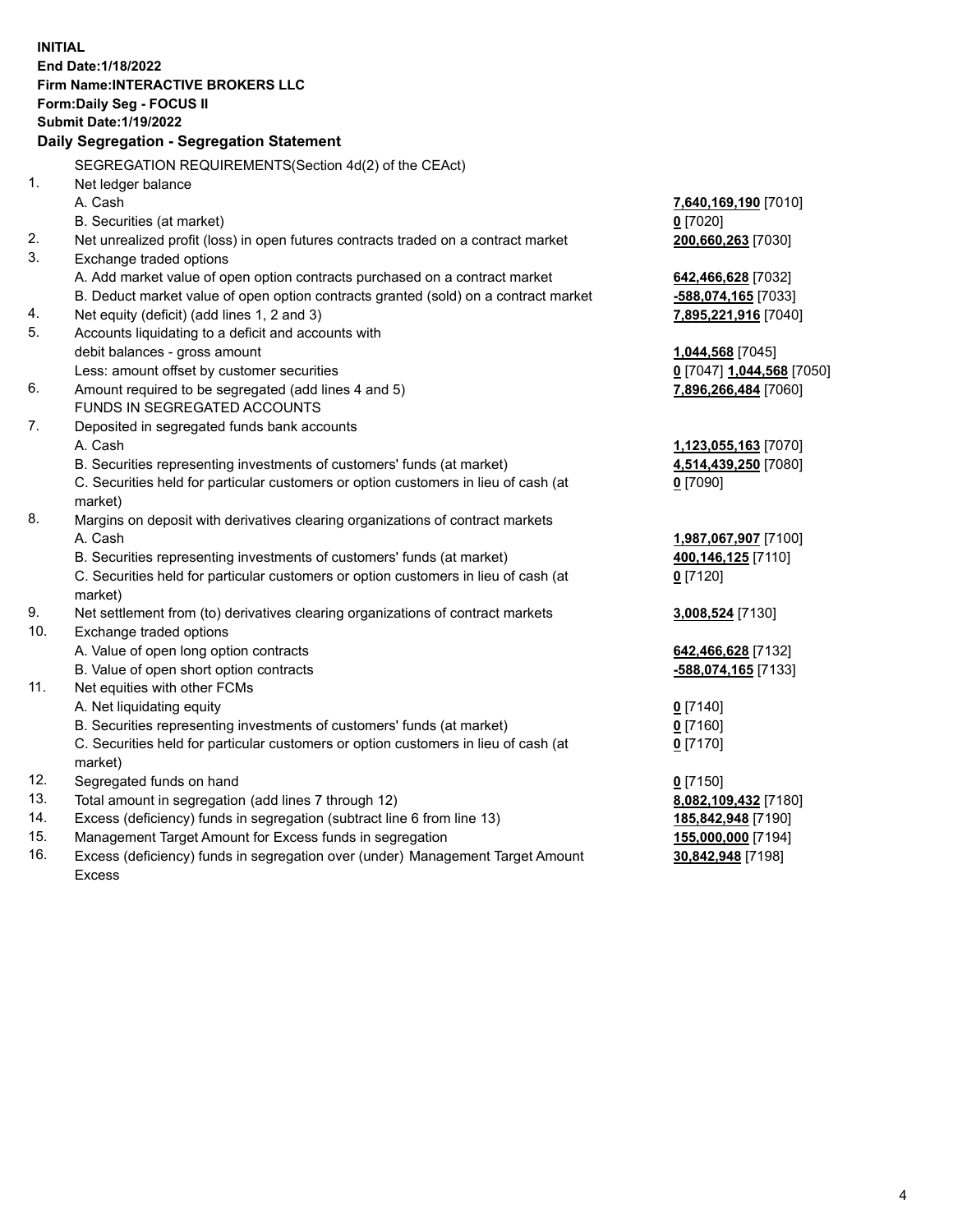**INITIAL**
**End Date:1/18/2022**
**Firm Name:INTERACTIVE BROKERS LLC**
**Form:Daily Seg - FOCUS II**
**Submit Date:1/19/2022**

## Daily Segregation - Segregation Statement

SEGREGATION REQUIREMENTS(Section 4d(2) of the CEAct)

| | | |
|---|---|---|
| 1. | Net ledger balance | |
| | A. Cash | **7,640,169,190** [7010] |
| | B. Securities (at market) | **0** [7020] |
| 2. | Net unrealized profit (loss) in open futures contracts traded on a contract market | **200,660,263** [7030] |
| 3. | Exchange traded options | |
| | A. Add market value of open option contracts purchased on a contract market | **642,466,628** [7032] |
| | B. Deduct market value of open option contracts granted (sold) on a contract market | **-588,074,165** [7033] |
| 4. | Net equity (deficit) (add lines 1, 2 and 3) | **7,895,221,916** [7040] |
| 5. | Accounts liquidating to a deficit and accounts with | |
| | debit balances - gross amount | **1,044,568** [7045] |
| | Less: amount offset by customer securities | **0** [7047] **1,044,568** [7050] |
| 6. | Amount required to be segregated (add lines 4 and 5) | **7,896,266,484** [7060] |
| | FUNDS IN SEGREGATED ACCOUNTS | |
| 7. | Deposited in segregated funds bank accounts | |
| | A. Cash | **1,123,055,163** [7070] |
| | B. Securities representing investments of customers' funds (at market) | **4,514,439,250** [7080] |
| | C. Securities held for particular customers or option customers in lieu of cash (at market) | **0** [7090] |
| 8. | Margins on deposit with derivatives clearing organizations of contract markets | |
| | A. Cash | **1,987,067,907** [7100] |
| | B. Securities representing investments of customers' funds (at market) | **400,146,125** [7110] |
| | C. Securities held for particular customers or option customers in lieu of cash (at market) | **0** [7120] |
| 9. | Net settlement from (to) derivatives clearing organizations of contract markets | **3,008,524** [7130] |
| 10. | Exchange traded options | |
| | A. Value of open long option contracts | **642,466,628** [7132] |
| | B. Value of open short option contracts | **-588,074,165** [7133] |
| 11. | Net equities with other FCMs | |
| | A. Net liquidating equity | **0** [7140] |
| | B. Securities representing investments of customers' funds (at market) | **0** [7160] |
| | C. Securities held for particular customers or option customers in lieu of cash (at market) | **0** [7170] |
| 12. | Segregated funds on hand | **0** [7150] |
| 13. | Total amount in segregation (add lines 7 through 12) | **8,082,109,432** [7180] |
| 14. | Excess (deficiency) funds in segregation (subtract line 6 from line 13) | **185,842,948** [7190] |
| 15. | Management Target Amount for Excess funds in segregation | **155,000,000** [7194] |
| 16. | Excess (deficiency) funds in segregation over (under) Management Target Amount Excess | **30,842,948** [7198] |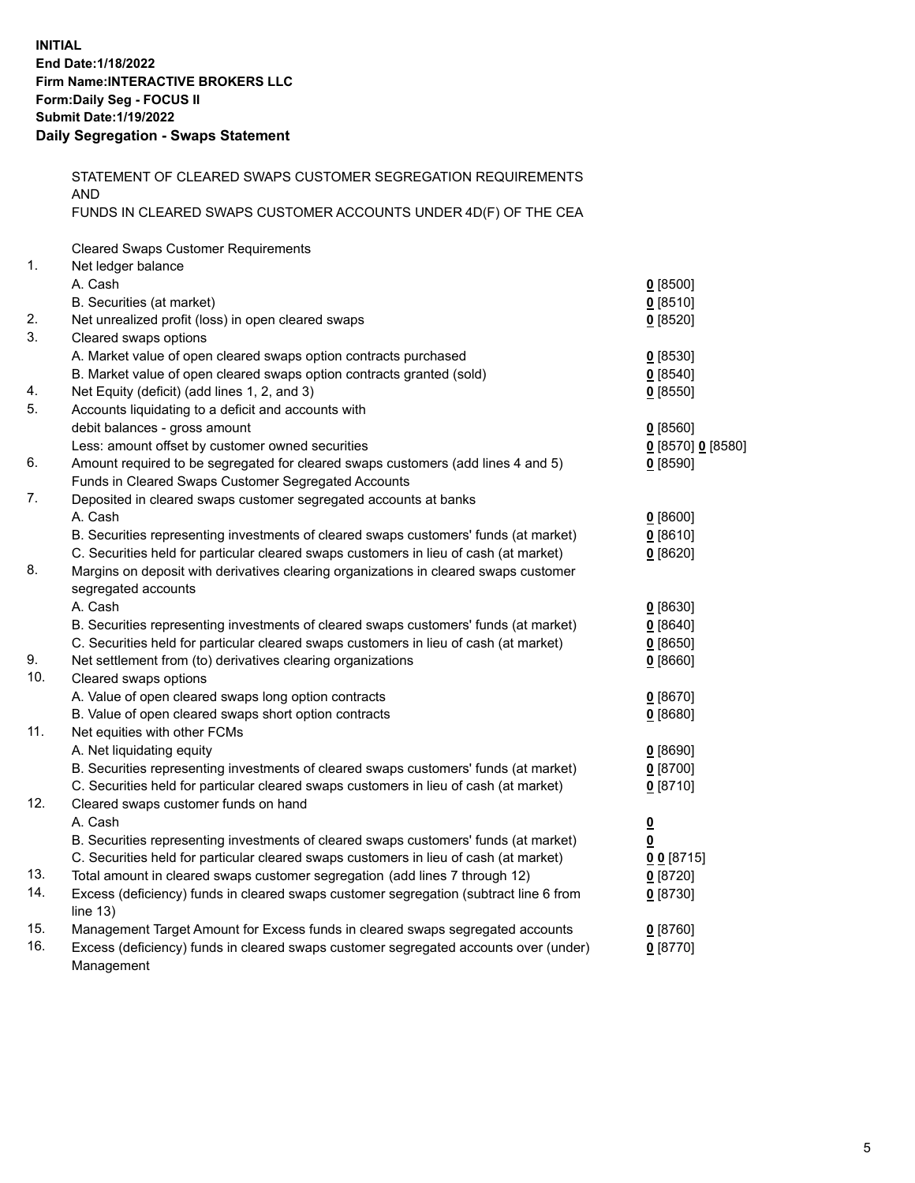**INITIAL**
**End Date:1/18/2022**
**Firm Name:INTERACTIVE BROKERS LLC**
**Form:Daily Seg - FOCUS II**
**Submit Date:1/19/2022**
**Daily Segregation - Swaps Statement**

STATEMENT OF CLEARED SWAPS CUSTOMER SEGREGATION REQUIREMENTS AND
FUNDS IN CLEARED SWAPS CUSTOMER ACCOUNTS UNDER 4D(F) OF THE CEA

| | | |
|---|---|---|
| | Cleared Swaps Customer Requirements | |
| 1. | Net ledger balance | |
| | A. Cash | 0 [8500] |
| | B. Securities (at market) | 0 [8510] |
| 2. | Net unrealized profit (loss) in open cleared swaps | 0 [8520] |
| 3. | Cleared swaps options | |
| | A. Market value of open cleared swaps option contracts purchased | 0 [8530] |
| | B. Market value of open cleared swaps option contracts granted (sold) | 0 [8540] |
| 4. | Net Equity (deficit) (add lines 1, 2, and 3) | 0 [8550] |
| 5. | Accounts liquidating to a deficit and accounts with debit balances - gross amount | 0 [8560] |
| | Less: amount offset by customer owned securities | 0 [8570] 0 [8580] |
| 6. | Amount required to be segregated for cleared swaps customers (add lines 4 and 5) | 0 [8590] |
| | Funds in Cleared Swaps Customer Segregated Accounts | |
| 7. | Deposited in cleared swaps customer segregated accounts at banks | |
| | A. Cash | 0 [8600] |
| | B. Securities representing investments of cleared swaps customers' funds (at market) | 0 [8610] |
| | C. Securities held for particular cleared swaps customers in lieu of cash (at market) | 0 [8620] |
| 8. | Margins on deposit with derivatives clearing organizations in cleared swaps customer segregated accounts | |
| | A. Cash | 0 [8630] |
| | B. Securities representing investments of cleared swaps customers' funds (at market) | 0 [8640] |
| | C. Securities held for particular cleared swaps customers in lieu of cash (at market) | 0 [8650] |
| 9. | Net settlement from (to) derivatives clearing organizations | 0 [8660] |
| 10. | Cleared swaps options | |
| | A. Value of open cleared swaps long option contracts | 0 [8670] |
| | B. Value of open cleared swaps short option contracts | 0 [8680] |
| 11. | Net equities with other FCMs | |
| | A. Net liquidating equity | 0 [8690] |
| | B. Securities representing investments of cleared swaps customers' funds (at market) | 0 [8700] |
| | C. Securities held for particular cleared swaps customers in lieu of cash (at market) | 0 [8710] |
| 12. | Cleared swaps customer funds on hand | |
| | A. Cash | 0 |
| | B. Securities representing investments of cleared swaps customers' funds (at market) | 0 |
| | C. Securities held for particular cleared swaps customers in lieu of cash (at market) | 0 0 [8715] |
| 13. | Total amount in cleared swaps customer segregation (add lines 7 through 12) | 0 [8720] |
| 14. | Excess (deficiency) funds in cleared swaps customer segregation (subtract line 6 from line 13) | 0 [8730] |
| 15. | Management Target Amount for Excess funds in cleared swaps segregated accounts | 0 [8760] |
| 16. | Excess (deficiency) funds in cleared swaps customer segregated accounts over (under) Management | 0 [8770] |